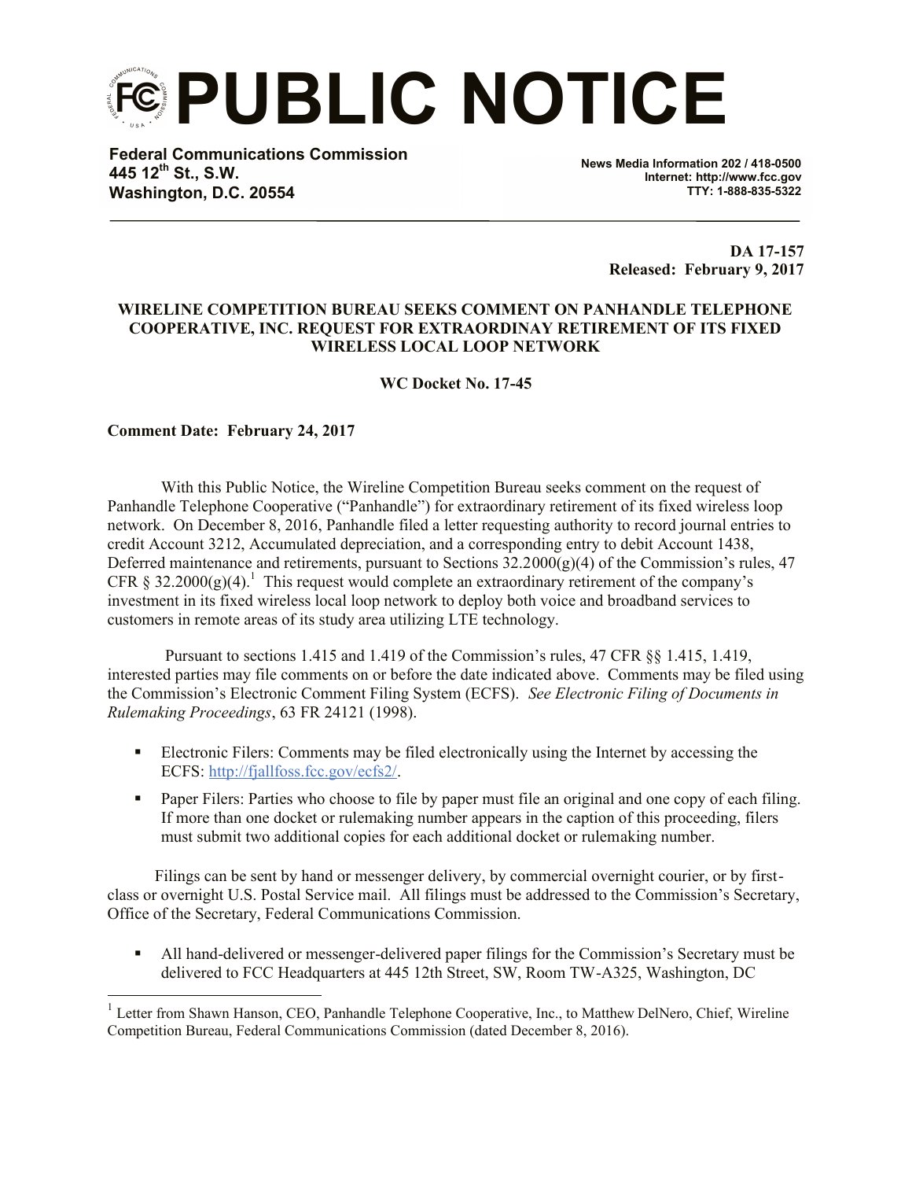# PUBLIC NOTICE

**Federal Communications Commission**
**445 12th St., S.W.**
**Washington, D.C. 20554**

**News Media Information 202 / 418-0500**
**Internet: http://www.fcc.gov**
**TTY: 1-888-835-5322**

**DA 17-157**
**Released: February 9, 2017**

**WIRELINE COMPETITION BUREAU SEEKS COMMENT ON PANHANDLE TELEPHONE COOPERATIVE, INC. REQUEST FOR EXTRAORDINAY RETIREMENT OF ITS FIXED WIRELESS LOCAL LOOP NETWORK**

**WC Docket No. 17-45**

**Comment Date: February 24, 2017**

With this Public Notice, the Wireline Competition Bureau seeks comment on the request of Panhandle Telephone Cooperative ("Panhandle") for extraordinary retirement of its fixed wireless loop network. On December 8, 2016, Panhandle filed a letter requesting authority to record journal entries to credit Account 3212, Accumulated depreciation, and a corresponding entry to debit Account 1438, Deferred maintenance and retirements, pursuant to Sections 32.2000(g)(4) of the Commission's rules, 47 CFR § 32.2000(g)(4).[1] This request would complete an extraordinary retirement of the company's investment in its fixed wireless local loop network to deploy both voice and broadband services to customers in remote areas of its study area utilizing LTE technology.

Pursuant to sections 1.415 and 1.419 of the Commission's rules, 47 CFR §§ 1.415, 1.419, interested parties may file comments on or before the date indicated above. Comments may be filed using the Commission's Electronic Comment Filing System (ECFS). *See Electronic Filing of Documents in Rulemaking Proceedings*, 63 FR 24121 (1998).

- Electronic Filers: Comments may be filed electronically using the Internet by accessing the ECFS: http://fjallfoss.fcc.gov/ecfs2/.
- Paper Filers: Parties who choose to file by paper must file an original and one copy of each filing. If more than one docket or rulemaking number appears in the caption of this proceeding, filers must submit two additional copies for each additional docket or rulemaking number.

Filings can be sent by hand or messenger delivery, by commercial overnight courier, or by first-class or overnight U.S. Postal Service mail. All filings must be addressed to the Commission's Secretary, Office of the Secretary, Federal Communications Commission.

- All hand-delivered or messenger-delivered paper filings for the Commission's Secretary must be delivered to FCC Headquarters at 445 12th Street, SW, Room TW-A325, Washington, DC

[1] Letter from Shawn Hanson, CEO, Panhandle Telephone Cooperative, Inc., to Matthew DelNero, Chief, Wireline Competition Bureau, Federal Communications Commission (dated December 8, 2016).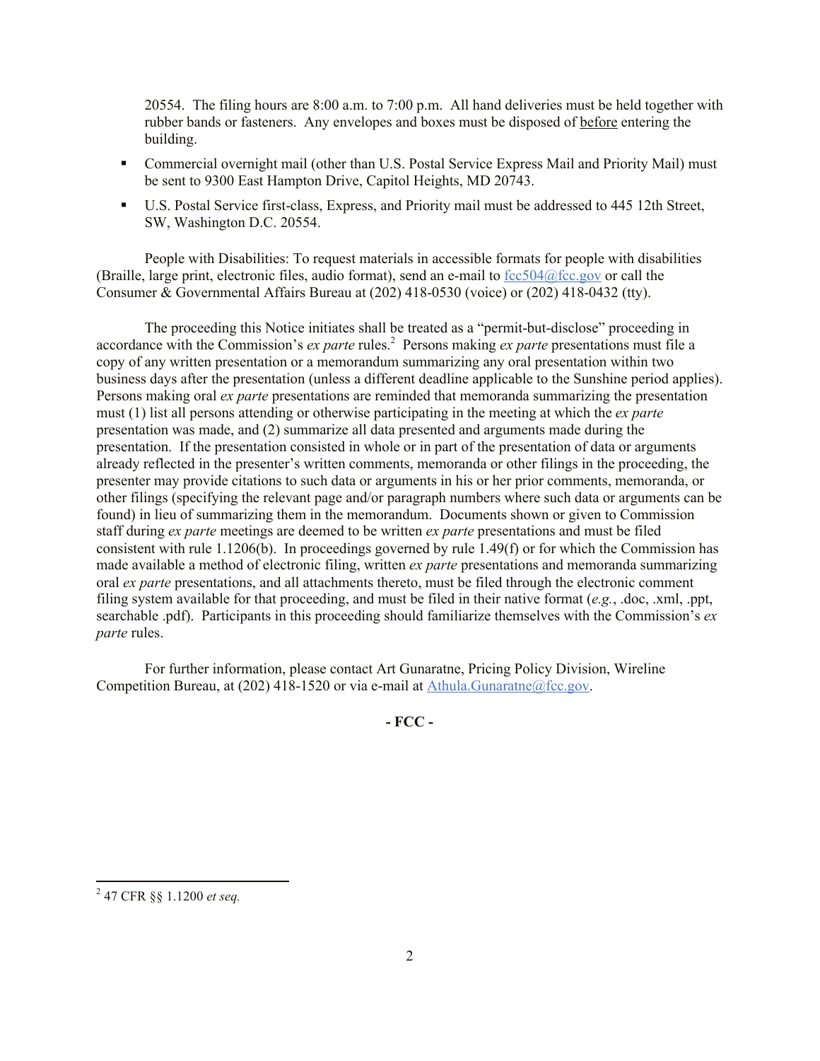20554. The filing hours are 8:00 a.m. to 7:00 p.m. All hand deliveries must be held together with rubber bands or fasteners. Any envelopes and boxes must be disposed of before entering the building.

- Commercial overnight mail (other than U.S. Postal Service Express Mail and Priority Mail) must be sent to 9300 East Hampton Drive, Capitol Heights, MD 20743.
- U.S. Postal Service first-class, Express, and Priority mail must be addressed to 445 12th Street, SW, Washington D.C. 20554.

People with Disabilities: To request materials in accessible formats for people with disabilities (Braille, large print, electronic files, audio format), send an e-mail to fcc504@fcc.gov or call the Consumer & Governmental Affairs Bureau at (202) 418-0530 (voice) or (202) 418-0432 (tty).

The proceeding this Notice initiates shall be treated as a "permit-but-disclose" proceeding in accordance with the Commission's *ex parte* rules.[2] Persons making *ex parte* presentations must file a copy of any written presentation or a memorandum summarizing any oral presentation within two business days after the presentation (unless a different deadline applicable to the Sunshine period applies). Persons making oral *ex parte* presentations are reminded that memoranda summarizing the presentation must (1) list all persons attending or otherwise participating in the meeting at which the *ex parte* presentation was made, and (2) summarize all data presented and arguments made during the presentation. If the presentation consisted in whole or in part of the presentation of data or arguments already reflected in the presenter's written comments, memoranda or other filings in the proceeding, the presenter may provide citations to such data or arguments in his or her prior comments, memoranda, or other filings (specifying the relevant page and/or paragraph numbers where such data or arguments can be found) in lieu of summarizing them in the memorandum. Documents shown or given to Commission staff during *ex parte* meetings are deemed to be written *ex parte* presentations and must be filed consistent with rule 1.1206(b). In proceedings governed by rule 1.49(f) or for which the Commission has made available a method of electronic filing, written *ex parte* presentations and memoranda summarizing oral *ex parte* presentations, and all attachments thereto, must be filed through the electronic comment filing system available for that proceeding, and must be filed in their native format (*e.g.*, .doc, .xml, .ppt, searchable .pdf). Participants in this proceeding should familiarize themselves with the Commission's *ex parte* rules.

For further information, please contact Art Gunaratne, Pricing Policy Division, Wireline Competition Bureau, at (202) 418-1520 or via e-mail at Athula.Gunaratne@fcc.gov.

**- FCC -**

[2] 47 CFR §§ 1.1200 *et seq.*